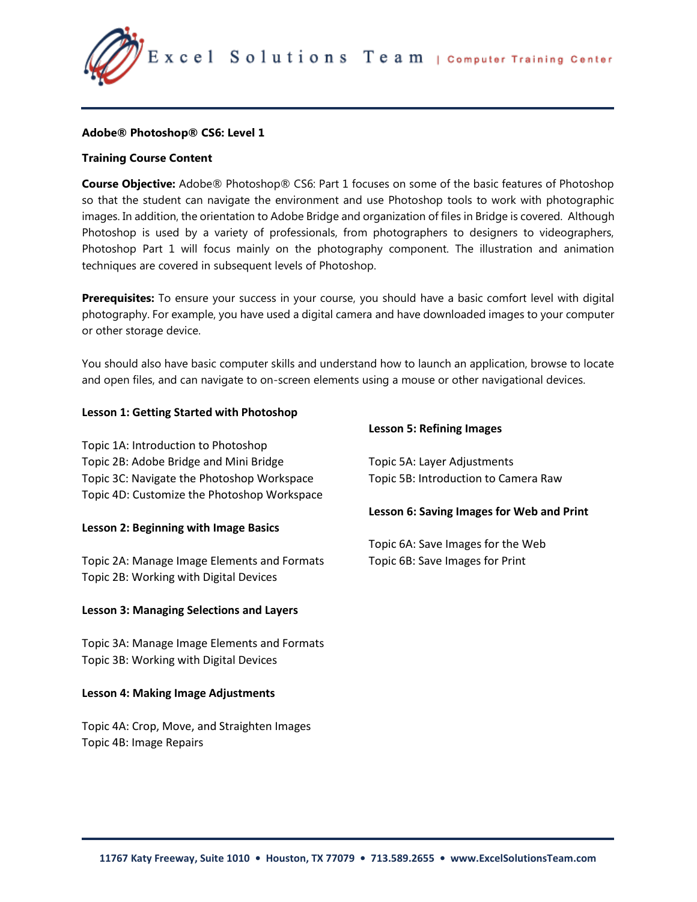# Adobe® Photoshop® CS6: Level 1

## Training Course Content

**Course Objective:** Adobe® Photoshop® CS6: Part 1 focuses on some of the basic features of Photoshop so that the student can navigate the environment and use Photoshop tools to work with photographic images. In addition, the orientation to Adobe Bridge and organization of files in Bridge is covered. Although Photoshop is used by a variety of professionals, from photographers to designers to videographers, Photoshop Part 1 will focus mainly on the photography component. The illustration and animation techniques are covered in subsequent levels of Photoshop.

**Prerequisites:** To ensure your success in your course, you should have a basic comfort level with digital photography. For example, you have used a digital camera and have downloaded images to your computer or other storage device.

You should also have basic computer skills and understand how to launch an application, browse to locate and open files, and can navigate to on-screen elements using a mouse or other navigational devices.

**Lesson 1: Getting Started with Photoshop**

Topic 1A: Introduction to Photoshop
Topic 2B: Adobe Bridge and Mini Bridge
Topic 3C: Navigate the Photoshop Workspace
Topic 4D: Customize the Photoshop Workspace

**Lesson 2: Beginning with Image Basics**

Topic 2A: Manage Image Elements and Formats
Topic 2B: Working with Digital Devices

**Lesson 3: Managing Selections and Layers**

Topic 3A: Manage Image Elements and Formats
Topic 3B: Working with Digital Devices

**Lesson 4: Making Image Adjustments**

Topic 4A: Crop, Move, and Straighten Images
Topic 4B: Image Repairs

**Lesson 5: Refining Images**

Topic 5A: Layer Adjustments
Topic 5B: Introduction to Camera Raw

**Lesson 6: Saving Images for Web and Print**

Topic 6A: Save Images for the Web
Topic 6B: Save Images for Print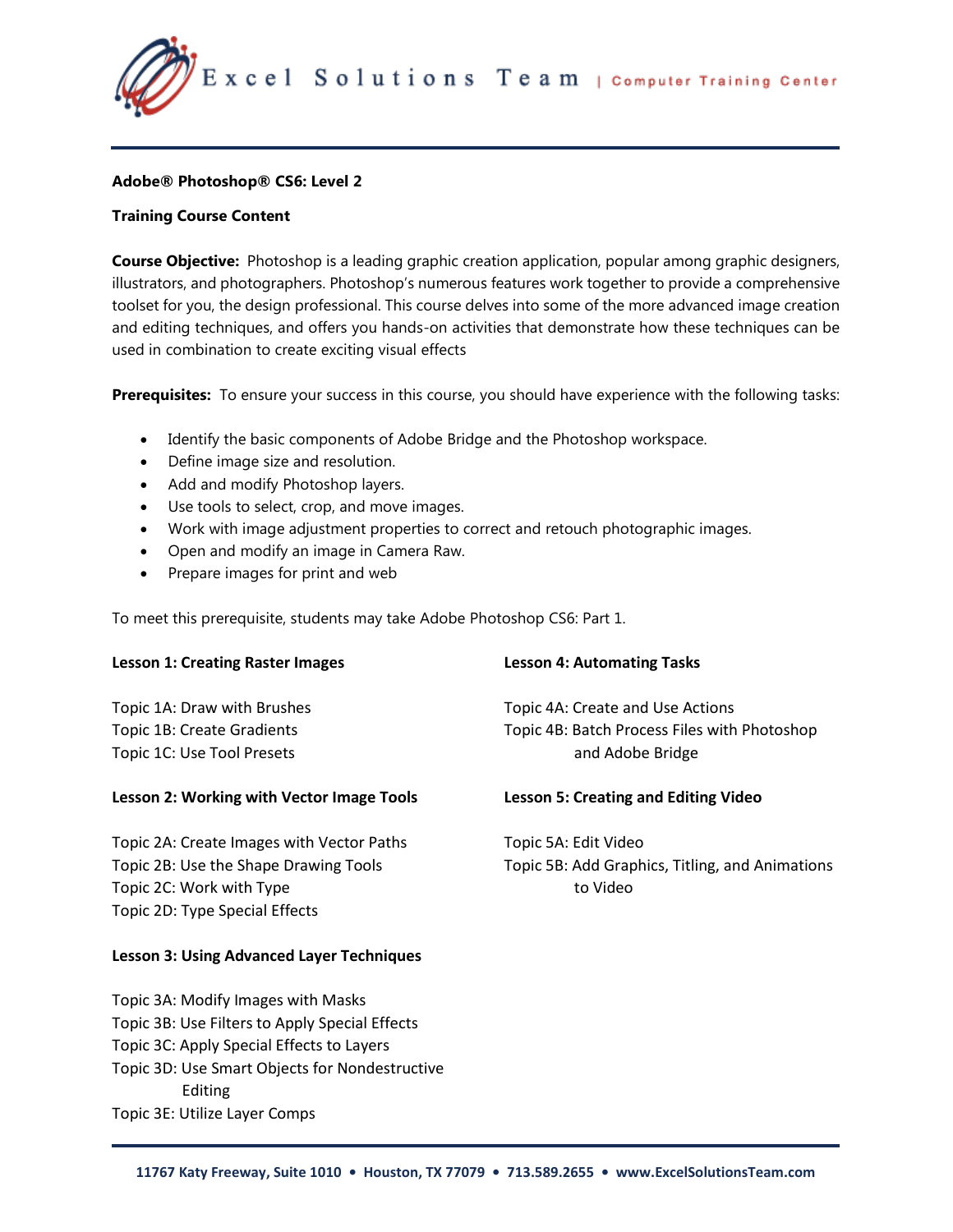**Adobe® Photoshop® CS6: Level 2**

**Training Course Content**

**Course Objective:** Photoshop is a leading graphic creation application, popular among graphic designers, illustrators, and photographers. Photoshop's numerous features work together to provide a comprehensive toolset for you, the design professional. This course delves into some of the more advanced image creation and editing techniques, and offers you hands-on activities that demonstrate how these techniques can be used in combination to create exciting visual effects

**Prerequisites:** To ensure your success in this course, you should have experience with the following tasks:

- Identify the basic components of Adobe Bridge and the Photoshop workspace.
- Define image size and resolution.
- Add and modify Photoshop layers.
- Use tools to select, crop, and move images.
- Work with image adjustment properties to correct and retouch photographic images.
- Open and modify an image in Camera Raw.
- Prepare images for print and web

To meet this prerequisite, students may take Adobe Photoshop CS6: Part 1.

**Lesson 1: Creating Raster Images**

Topic 1A: Draw with Brushes
Topic 1B: Create Gradients
Topic 1C: Use Tool Presets

**Lesson 2: Working with Vector Image Tools**

Topic 2A: Create Images with Vector Paths
Topic 2B: Use the Shape Drawing Tools
Topic 2C: Work with Type
Topic 2D: Type Special Effects

**Lesson 3: Using Advanced Layer Techniques**

Topic 3A: Modify Images with Masks
Topic 3B: Use Filters to Apply Special Effects
Topic 3C: Apply Special Effects to Layers
Topic 3D: Use Smart Objects for Nondestructive Editing
Topic 3E: Utilize Layer Comps

**Lesson 4: Automating Tasks**

Topic 4A: Create and Use Actions
Topic 4B: Batch Process Files with Photoshop and Adobe Bridge

**Lesson 5: Creating and Editing Video**

Topic 5A: Edit Video
Topic 5B: Add Graphics, Titling, and Animations to Video